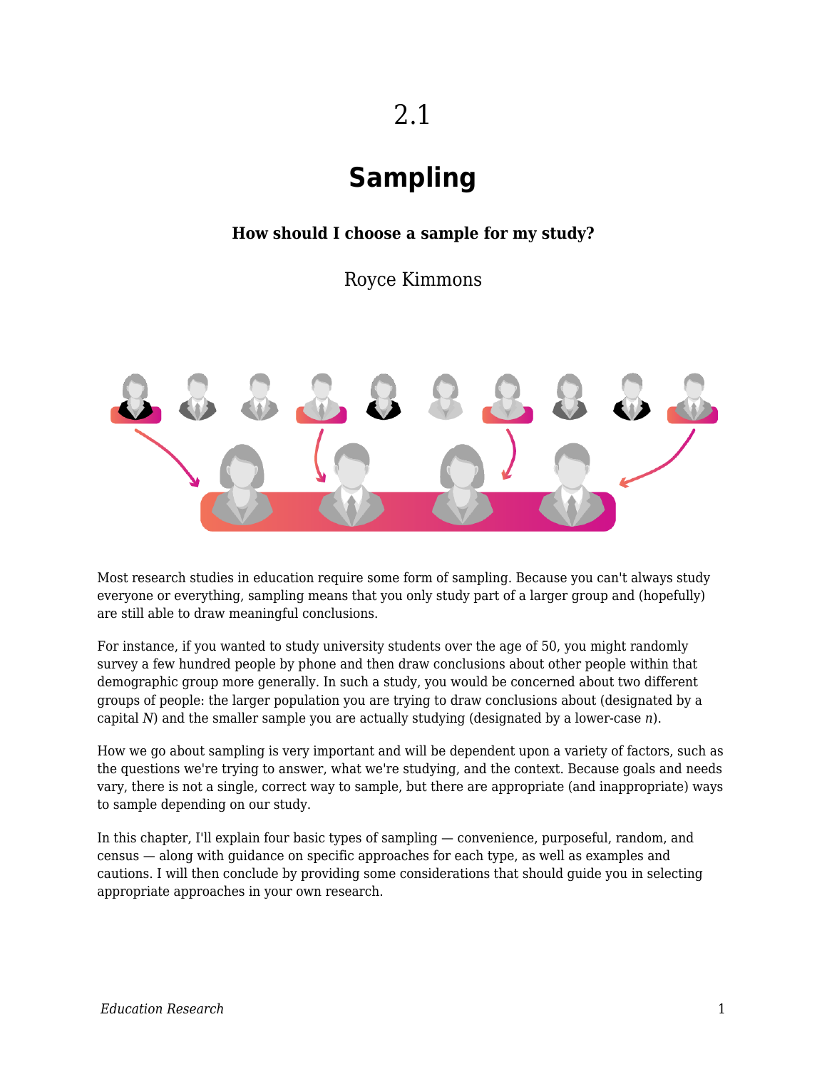2.1

# Sampling

**How should I choose a sample for my study?**

Royce Kimmons

Most research studies in education require some form of sampling. Because you can't always study everyone or everything, sampling means that you only study part of a larger group and (hopefully) are still able to draw meaningful conclusions.

For instance, if you wanted to study university students over the age of 50, you might randomly survey a few hundred people by phone and then draw conclusions about other people within that demographic group more generally. In such a study, you would be concerned about two different groups of people: the larger population you are trying to draw conclusions about (designated by a capital *N*) and the smaller sample you are actually studying (designated by a lower-case *n*).

How we go about sampling is very important and will be dependent upon a variety of factors, such as the questions we're trying to answer, what we're studying, and the context. Because goals and needs vary, there is not a single, correct way to sample, but there are appropriate (and inappropriate) ways to sample depending on our study.

In this chapter, I'll explain four basic types of sampling — convenience, purposeful, random, and census — along with guidance on specific approaches for each type, as well as examples and cautions. I will then conclude by providing some considerations that should guide you in selecting appropriate approaches in your own research.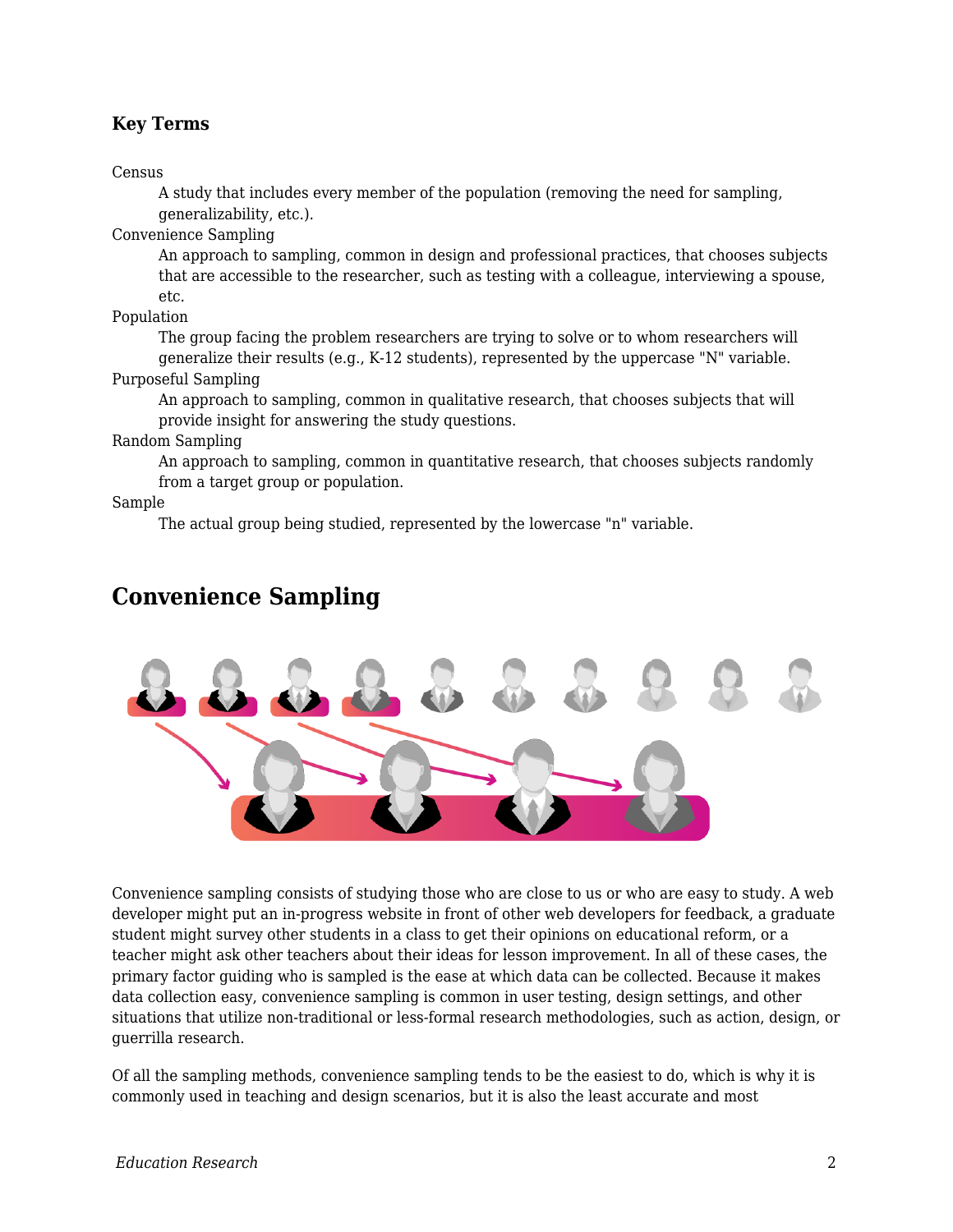### Key Terms

**Census**
: A study that includes every member of the population (removing the need for sampling, generalizability, etc.).

**Convenience Sampling**
: An approach to sampling, common in design and professional practices, that chooses subjects that are accessible to the researcher, such as testing with a colleague, interviewing a spouse, etc.

**Population**
: The group facing the problem researchers are trying to solve or to whom researchers will generalize their results (e.g., K-12 students), represented by the uppercase "N" variable.

**Purposeful Sampling**
: An approach to sampling, common in qualitative research, that chooses subjects that will provide insight for answering the study questions.

**Random Sampling**
: An approach to sampling, common in quantitative research, that chooses subjects randomly from a target group or population.

**Sample**
: The actual group being studied, represented by the lowercase "n" variable.

## Convenience Sampling

Convenience sampling consists of studying those who are close to us or who are easy to study. A web developer might put an in-progress website in front of other web developers for feedback, a graduate student might survey other students in a class to get their opinions on educational reform, or a teacher might ask other teachers about their ideas for lesson improvement. In all of these cases, the primary factor guiding who is sampled is the ease at which data can be collected. Because it makes data collection easy, convenience sampling is common in user testing, design settings, and other situations that utilize non-traditional or less-formal research methodologies, such as action, design, or guerrilla research.

Of all the sampling methods, convenience sampling tends to be the easiest to do, which is why it is commonly used in teaching and design scenarios, but it is also the least accurate and most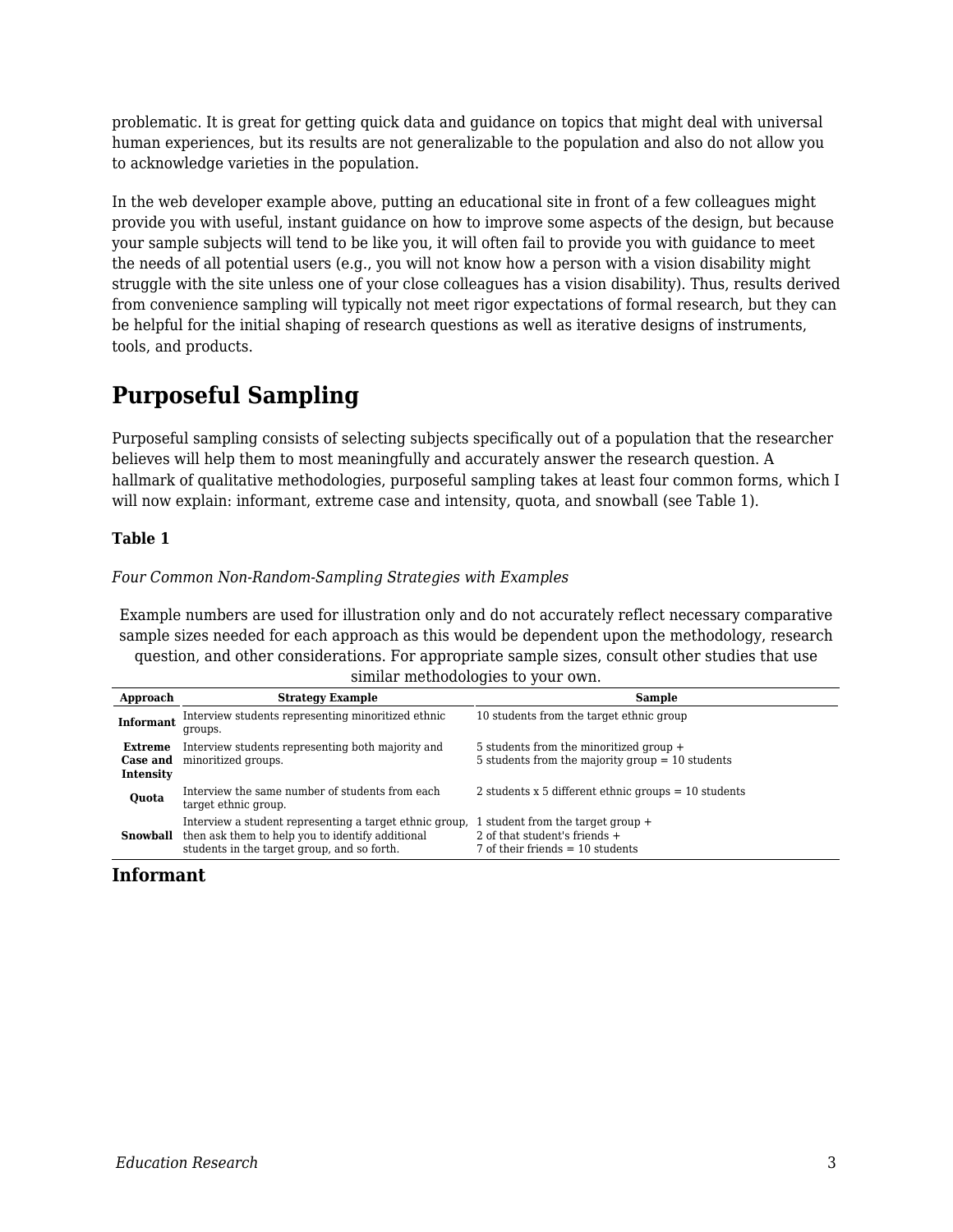problematic. It is great for getting quick data and guidance on topics that might deal with universal human experiences, but its results are not generalizable to the population and also do not allow you to acknowledge varieties in the population.

In the web developer example above, putting an educational site in front of a few colleagues might provide you with useful, instant guidance on how to improve some aspects of the design, but because your sample subjects will tend to be like you, it will often fail to provide you with guidance to meet the needs of all potential users (e.g., you will not know how a person with a vision disability might struggle with the site unless one of your close colleagues has a vision disability). Thus, results derived from convenience sampling will typically not meet rigor expectations of formal research, but they can be helpful for the initial shaping of research questions as well as iterative designs of instruments, tools, and products.

## Purposeful Sampling

Purposeful sampling consists of selecting subjects specifically out of a population that the researcher believes will help them to most meaningfully and accurately answer the research question. A hallmark of qualitative methodologies, purposeful sampling takes at least four common forms, which I will now explain: informant, extreme case and intensity, quota, and snowball (see Table 1).

**Table 1**

*Four Common Non-Random-Sampling Strategies with Examples*

Example numbers are used for illustration only and do not accurately reflect necessary comparative sample sizes needed for each approach as this would be dependent upon the methodology, research question, and other considerations. For appropriate sample sizes, consult other studies that use similar methodologies to your own.

| Approach | Strategy Example | Sample |
|---|---|---|
| **Informant** | Interview students representing minoritized ethnic groups. | 10 students from the target ethnic group |
| **Extreme Case and Intensity** | Interview students representing both majority and minoritized groups. | 5 students from the minoritized group + 5 students from the majority group = 10 students |
| **Quota** | Interview the same number of students from each target ethnic group. | 2 students x 5 different ethnic groups = 10 students |
| **Snowball** | Interview a student representing a target ethnic group, then ask them to help you to identify additional students in the target group, and so forth. | 1 student from the target group + 2 of that student's friends + 7 of their friends = 10 students |

### Informant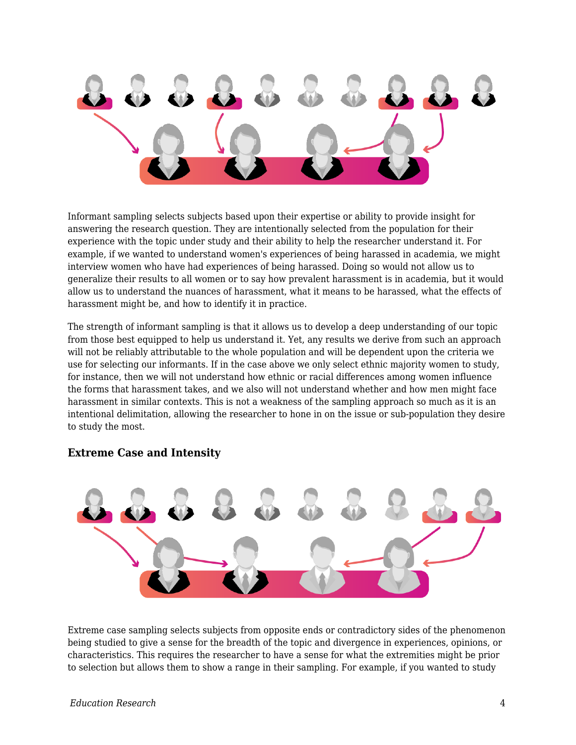Informant sampling selects subjects based upon their expertise or ability to provide insight for answering the research question. They are intentionally selected from the population for their experience with the topic under study and their ability to help the researcher understand it. For example, if we wanted to understand women's experiences of being harassed in academia, we might interview women who have had experiences of being harassed. Doing so would not allow us to generalize their results to all women or to say how prevalent harassment is in academia, but it would allow us to understand the nuances of harassment, what it means to be harassed, what the effects of harassment might be, and how to identify it in practice.

The strength of informant sampling is that it allows us to develop a deep understanding of our topic from those best equipped to help us understand it. Yet, any results we derive from such an approach will not be reliably attributable to the whole population and will be dependent upon the criteria we use for selecting our informants. If in the case above we only select ethnic majority women to study, for instance, then we will not understand how ethnic or racial differences among women influence the forms that harassment takes, and we also will not understand whether and how men might face harassment in similar contexts. This is not a weakness of the sampling approach so much as it is an intentional delimitation, allowing the researcher to hone in on the issue or sub-population they desire to study the most.

### Extreme Case and Intensity

Extreme case sampling selects subjects from opposite ends or contradictory sides of the phenomenon being studied to give a sense for the breadth of the topic and divergence in experiences, opinions, or characteristics. This requires the researcher to have a sense for what the extremities might be prior to selection but allows them to show a range in their sampling. For example, if you wanted to study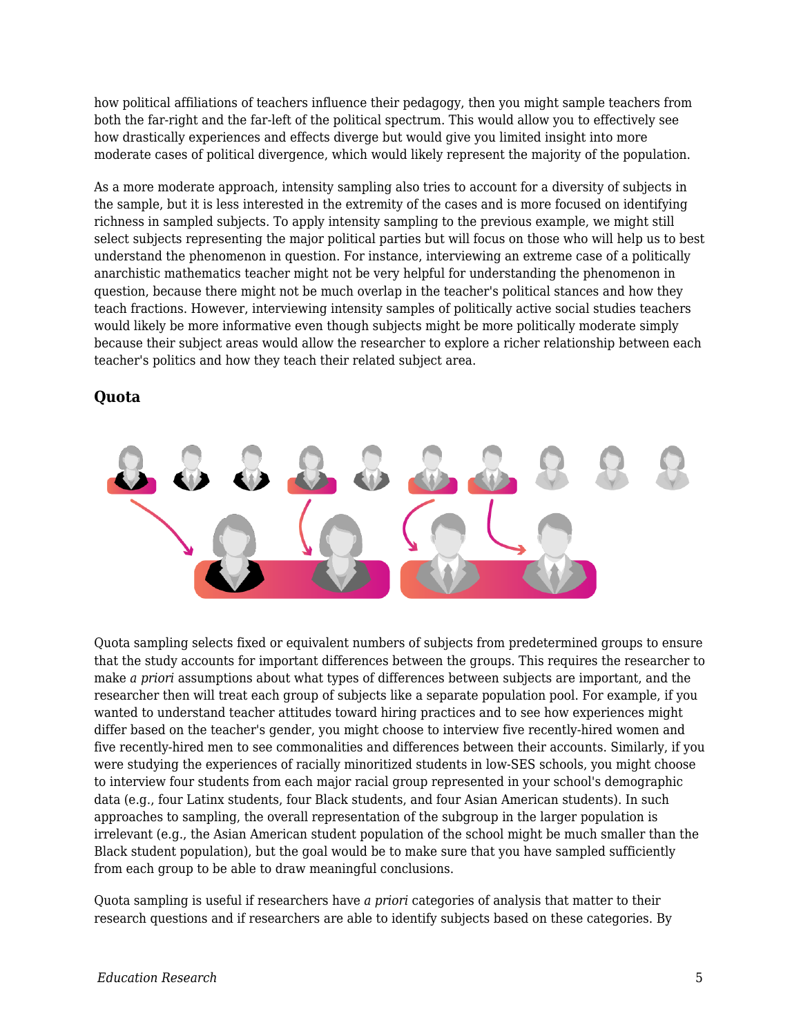how political affiliations of teachers influence their pedagogy, then you might sample teachers from both the far-right and the far-left of the political spectrum. This would allow you to effectively see how drastically experiences and effects diverge but would give you limited insight into more moderate cases of political divergence, which would likely represent the majority of the population.

As a more moderate approach, intensity sampling also tries to account for a diversity of subjects in the sample, but it is less interested in the extremity of the cases and is more focused on identifying richness in sampled subjects. To apply intensity sampling to the previous example, we might still select subjects representing the major political parties but will focus on those who will help us to best understand the phenomenon in question. For instance, interviewing an extreme case of a politically anarchistic mathematics teacher might not be very helpful for understanding the phenomenon in question, because there might not be much overlap in the teacher's political stances and how they teach fractions. However, interviewing intensity samples of politically active social studies teachers would likely be more informative even though subjects might be more politically moderate simply because their subject areas would allow the researcher to explore a richer relationship between each teacher's politics and how they teach their related subject area.

### Quota

Quota sampling selects fixed or equivalent numbers of subjects from predetermined groups to ensure that the study accounts for important differences between the groups. This requires the researcher to make *a priori* assumptions about what types of differences between subjects are important, and the researcher then will treat each group of subjects like a separate population pool. For example, if you wanted to understand teacher attitudes toward hiring practices and to see how experiences might differ based on the teacher's gender, you might choose to interview five recently-hired women and five recently-hired men to see commonalities and differences between their accounts. Similarly, if you were studying the experiences of racially minoritized students in low-SES schools, you might choose to interview four students from each major racial group represented in your school's demographic data (e.g., four Latinx students, four Black students, and four Asian American students). In such approaches to sampling, the overall representation of the subgroup in the larger population is irrelevant (e.g., the Asian American student population of the school might be much smaller than the Black student population), but the goal would be to make sure that you have sampled sufficiently from each group to be able to draw meaningful conclusions.

Quota sampling is useful if researchers have *a priori* categories of analysis that matter to their research questions and if researchers are able to identify subjects based on these categories. By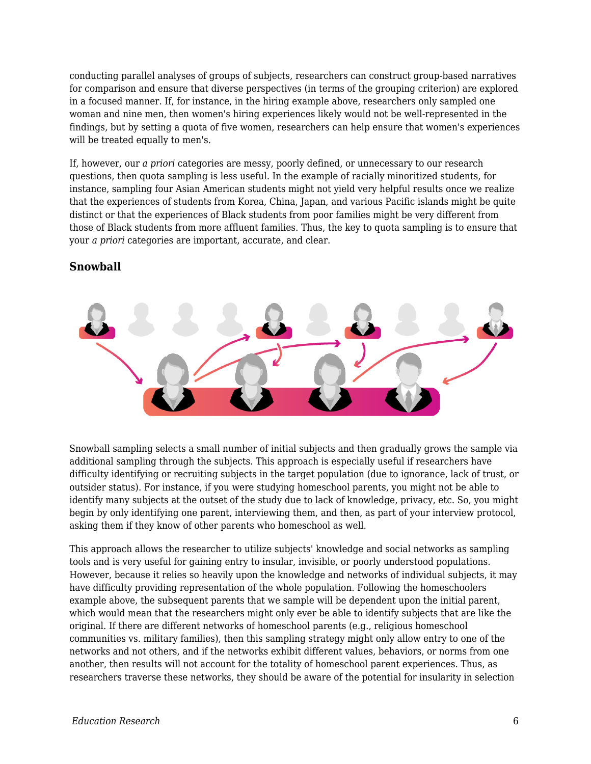conducting parallel analyses of groups of subjects, researchers can construct group-based narratives for comparison and ensure that diverse perspectives (in terms of the grouping criterion) are explored in a focused manner. If, for instance, in the hiring example above, researchers only sampled one woman and nine men, then women's hiring experiences likely would not be well-represented in the findings, but by setting a quota of five women, researchers can help ensure that women's experiences will be treated equally to men's.

If, however, our *a priori* categories are messy, poorly defined, or unnecessary to our research questions, then quota sampling is less useful. In the example of racially minoritized students, for instance, sampling four Asian American students might not yield very helpful results once we realize that the experiences of students from Korea, China, Japan, and various Pacific islands might be quite distinct or that the experiences of Black students from poor families might be very different from those of Black students from more affluent families. Thus, the key to quota sampling is to ensure that your *a priori* categories are important, accurate, and clear.

### Snowball

Snowball sampling selects a small number of initial subjects and then gradually grows the sample via additional sampling through the subjects. This approach is especially useful if researchers have difficulty identifying or recruiting subjects in the target population (due to ignorance, lack of trust, or outsider status). For instance, if you were studying homeschool parents, you might not be able to identify many subjects at the outset of the study due to lack of knowledge, privacy, etc. So, you might begin by only identifying one parent, interviewing them, and then, as part of your interview protocol, asking them if they know of other parents who homeschool as well.

This approach allows the researcher to utilize subjects' knowledge and social networks as sampling tools and is very useful for gaining entry to insular, invisible, or poorly understood populations. However, because it relies so heavily upon the knowledge and networks of individual subjects, it may have difficulty providing representation of the whole population. Following the homeschoolers example above, the subsequent parents that we sample will be dependent upon the initial parent, which would mean that the researchers might only ever be able to identify subjects that are like the original. If there are different networks of homeschool parents (e.g., religious homeschool communities vs. military families), then this sampling strategy might only allow entry to one of the networks and not others, and if the networks exhibit different values, behaviors, or norms from one another, then results will not account for the totality of homeschool parent experiences. Thus, as researchers traverse these networks, they should be aware of the potential for insularity in selection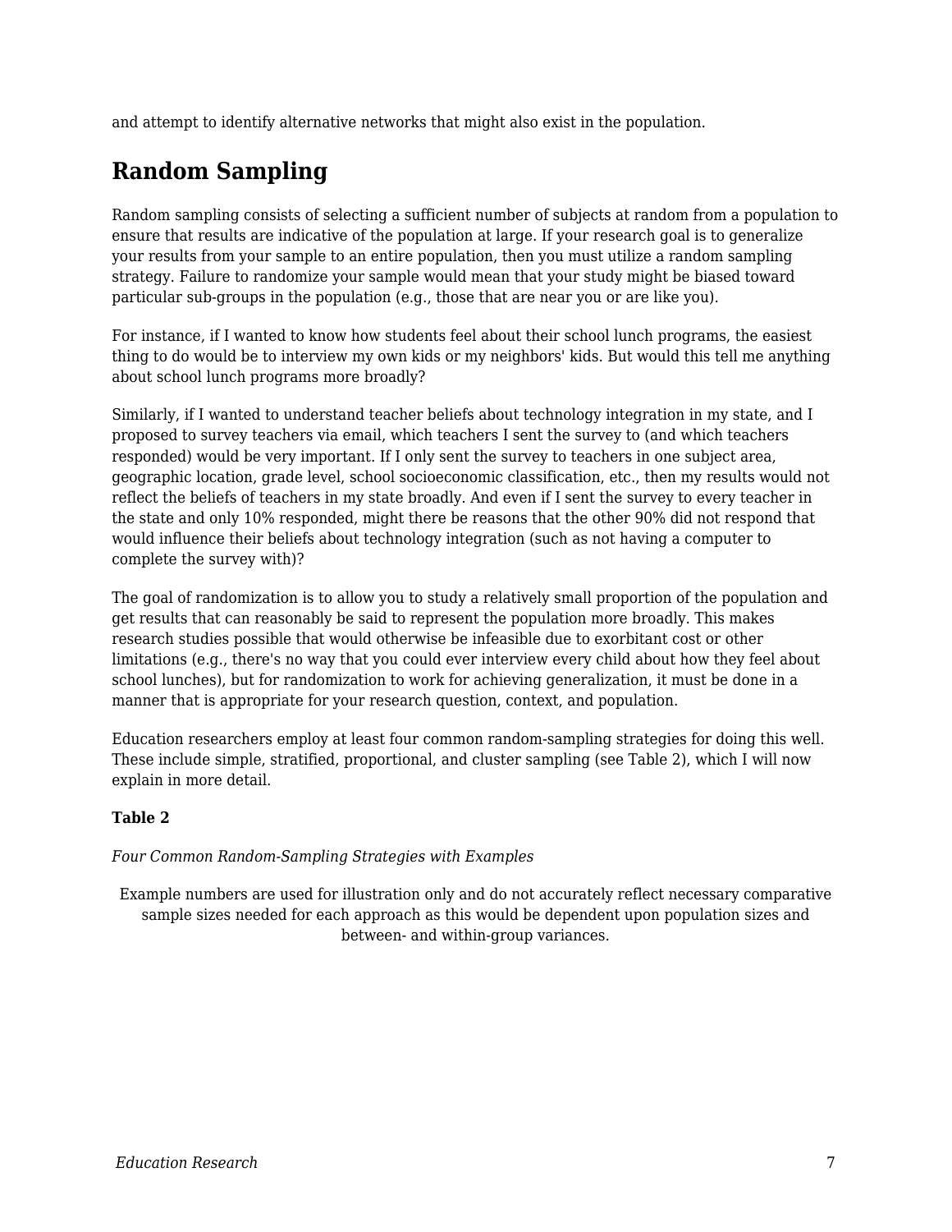and attempt to identify alternative networks that might also exist in the population.

## Random Sampling

Random sampling consists of selecting a sufficient number of subjects at random from a population to ensure that results are indicative of the population at large. If your research goal is to generalize your results from your sample to an entire population, then you must utilize a random sampling strategy. Failure to randomize your sample would mean that your study might be biased toward particular sub-groups in the population (e.g., those that are near you or are like you).

For instance, if I wanted to know how students feel about their school lunch programs, the easiest thing to do would be to interview my own kids or my neighbors' kids. But would this tell me anything about school lunch programs more broadly?

Similarly, if I wanted to understand teacher beliefs about technology integration in my state, and I proposed to survey teachers via email, which teachers I sent the survey to (and which teachers responded) would be very important. If I only sent the survey to teachers in one subject area, geographic location, grade level, school socioeconomic classification, etc., then my results would not reflect the beliefs of teachers in my state broadly. And even if I sent the survey to every teacher in the state and only 10% responded, might there be reasons that the other 90% did not respond that would influence their beliefs about technology integration (such as not having a computer to complete the survey with)?

The goal of randomization is to allow you to study a relatively small proportion of the population and get results that can reasonably be said to represent the population more broadly. This makes research studies possible that would otherwise be infeasible due to exorbitant cost or other limitations (e.g., there's no way that you could ever interview every child about how they feel about school lunches), but for randomization to work for achieving generalization, it must be done in a manner that is appropriate for your research question, context, and population.

Education researchers employ at least four common random-sampling strategies for doing this well. These include simple, stratified, proportional, and cluster sampling (see Table 2), which I will now explain in more detail.

**Table 2**

*Four Common Random-Sampling Strategies with Examples*

Example numbers are used for illustration only and do not accurately reflect necessary comparative sample sizes needed for each approach as this would be dependent upon population sizes and between- and within-group variances.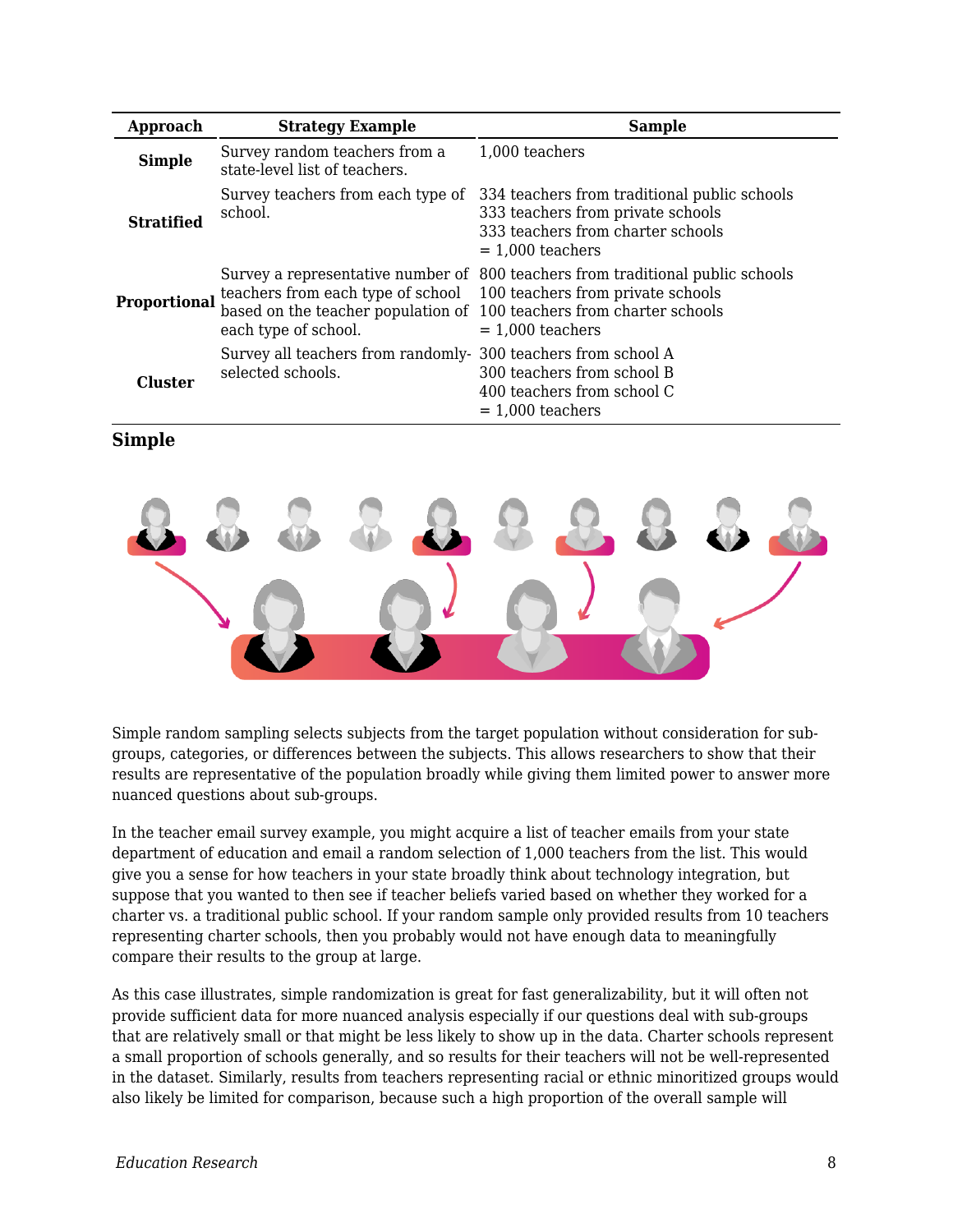| Approach | Strategy Example | Sample |
|---|---|---|
| **Simple** | Survey random teachers from a state-level list of teachers. | 1,000 teachers |
| **Stratified** | Survey teachers from each type of school. | 334 teachers from traditional public schools<br>333 teachers from private schools<br>333 teachers from charter schools<br>= 1,000 teachers |
| **Proportional** | Survey a representative number of teachers from each type of school based on the teacher population of each type of school. | 800 teachers from traditional public schools<br>100 teachers from private schools<br>100 teachers from charter schools<br>= 1,000 teachers |
| **Cluster** | Survey all teachers from randomly-selected schools. | 300 teachers from school A<br>300 teachers from school B<br>400 teachers from school C<br>= 1,000 teachers |

### Simple

Simple random sampling selects subjects from the target population without consideration for sub-groups, categories, or differences between the subjects. This allows researchers to show that their results are representative of the population broadly while giving them limited power to answer more nuanced questions about sub-groups.

In the teacher email survey example, you might acquire a list of teacher emails from your state department of education and email a random selection of 1,000 teachers from the list. This would give you a sense for how teachers in your state broadly think about technology integration, but suppose that you wanted to then see if teacher beliefs varied based on whether they worked for a charter vs. a traditional public school. If your random sample only provided results from 10 teachers representing charter schools, then you probably would not have enough data to meaningfully compare their results to the group at large.

As this case illustrates, simple randomization is great for fast generalizability, but it will often not provide sufficient data for more nuanced analysis especially if our questions deal with sub-groups that are relatively small or that might be less likely to show up in the data. Charter schools represent a small proportion of schools generally, and so results for their teachers will not be well-represented in the dataset. Similarly, results from teachers representing racial or ethnic minoritized groups would also likely be limited for comparison, because such a high proportion of the overall sample will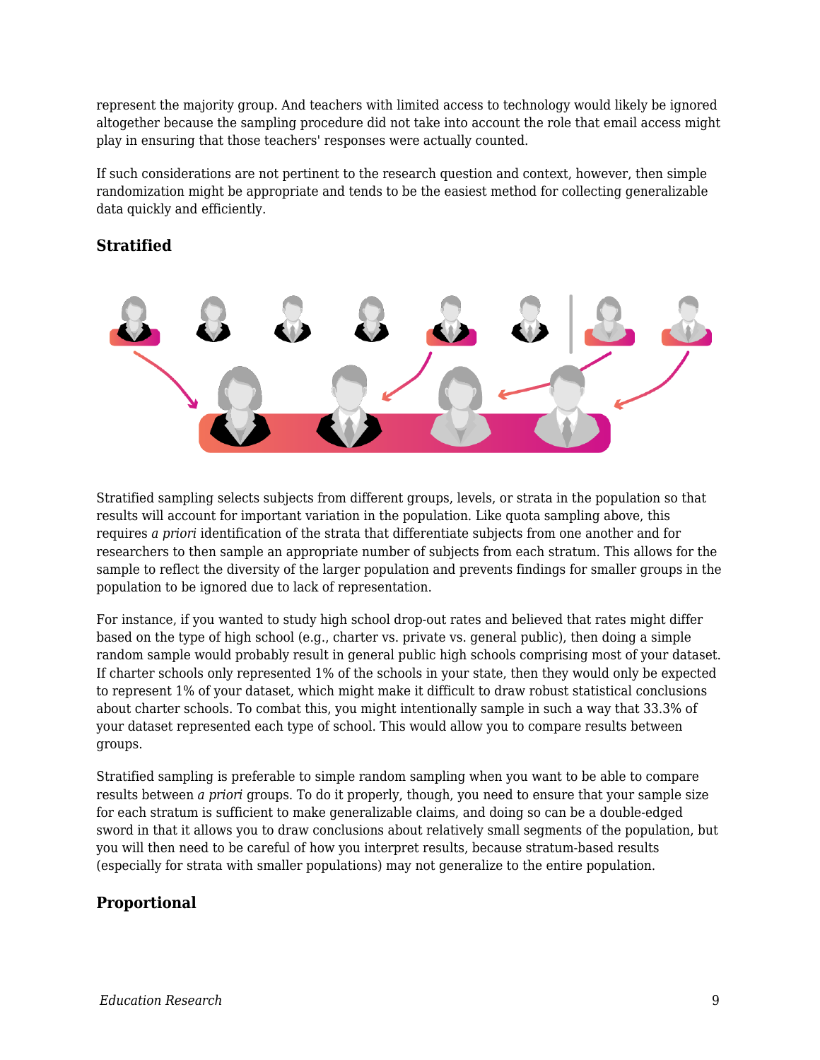represent the majority group. And teachers with limited access to technology would likely be ignored altogether because the sampling procedure did not take into account the role that email access might play in ensuring that those teachers' responses were actually counted.

If such considerations are not pertinent to the research question and context, however, then simple randomization might be appropriate and tends to be the easiest method for collecting generalizable data quickly and efficiently.

### Stratified

Stratified sampling selects subjects from different groups, levels, or strata in the population so that results will account for important variation in the population. Like quota sampling above, this requires *a priori* identification of the strata that differentiate subjects from one another and for researchers to then sample an appropriate number of subjects from each stratum. This allows for the sample to reflect the diversity of the larger population and prevents findings for smaller groups in the population to be ignored due to lack of representation.

For instance, if you wanted to study high school drop-out rates and believed that rates might differ based on the type of high school (e.g., charter vs. private vs. general public), then doing a simple random sample would probably result in general public high schools comprising most of your dataset. If charter schools only represented 1% of the schools in your state, then they would only be expected to represent 1% of your dataset, which might make it difficult to draw robust statistical conclusions about charter schools. To combat this, you might intentionally sample in such a way that 33.3% of your dataset represented each type of school. This would allow you to compare results between groups.

Stratified sampling is preferable to simple random sampling when you want to be able to compare results between *a priori* groups. To do it properly, though, you need to ensure that your sample size for each stratum is sufficient to make generalizable claims, and doing so can be a double-edged sword in that it allows you to draw conclusions about relatively small segments of the population, but you will then need to be careful of how you interpret results, because stratum-based results (especially for strata with smaller populations) may not generalize to the entire population.

### Proportional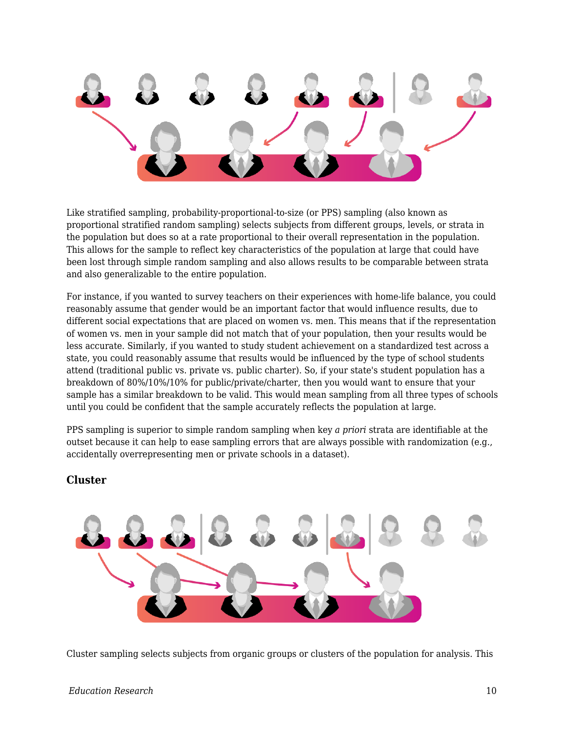Like stratified sampling, probability-proportional-to-size (or PPS) sampling (also known as proportional stratified random sampling) selects subjects from different groups, levels, or strata in the population but does so at a rate proportional to their overall representation in the population. This allows for the sample to reflect key characteristics of the population at large that could have been lost through simple random sampling and also allows results to be comparable between strata and also generalizable to the entire population.

For instance, if you wanted to survey teachers on their experiences with home-life balance, you could reasonably assume that gender would be an important factor that would influence results, due to different social expectations that are placed on women vs. men. This means that if the representation of women vs. men in your sample did not match that of your population, then your results would be less accurate. Similarly, if you wanted to study student achievement on a standardized test across a state, you could reasonably assume that results would be influenced by the type of school students attend (traditional public vs. private vs. public charter). So, if your state's student population has a breakdown of 80%/10%/10% for public/private/charter, then you would want to ensure that your sample has a similar breakdown to be valid. This would mean sampling from all three types of schools until you could be confident that the sample accurately reflects the population at large.

PPS sampling is superior to simple random sampling when key *a priori* strata are identifiable at the outset because it can help to ease sampling errors that are always possible with randomization (e.g., accidentally overrepresenting men or private schools in a dataset).

### Cluster

Cluster sampling selects subjects from organic groups or clusters of the population for analysis. This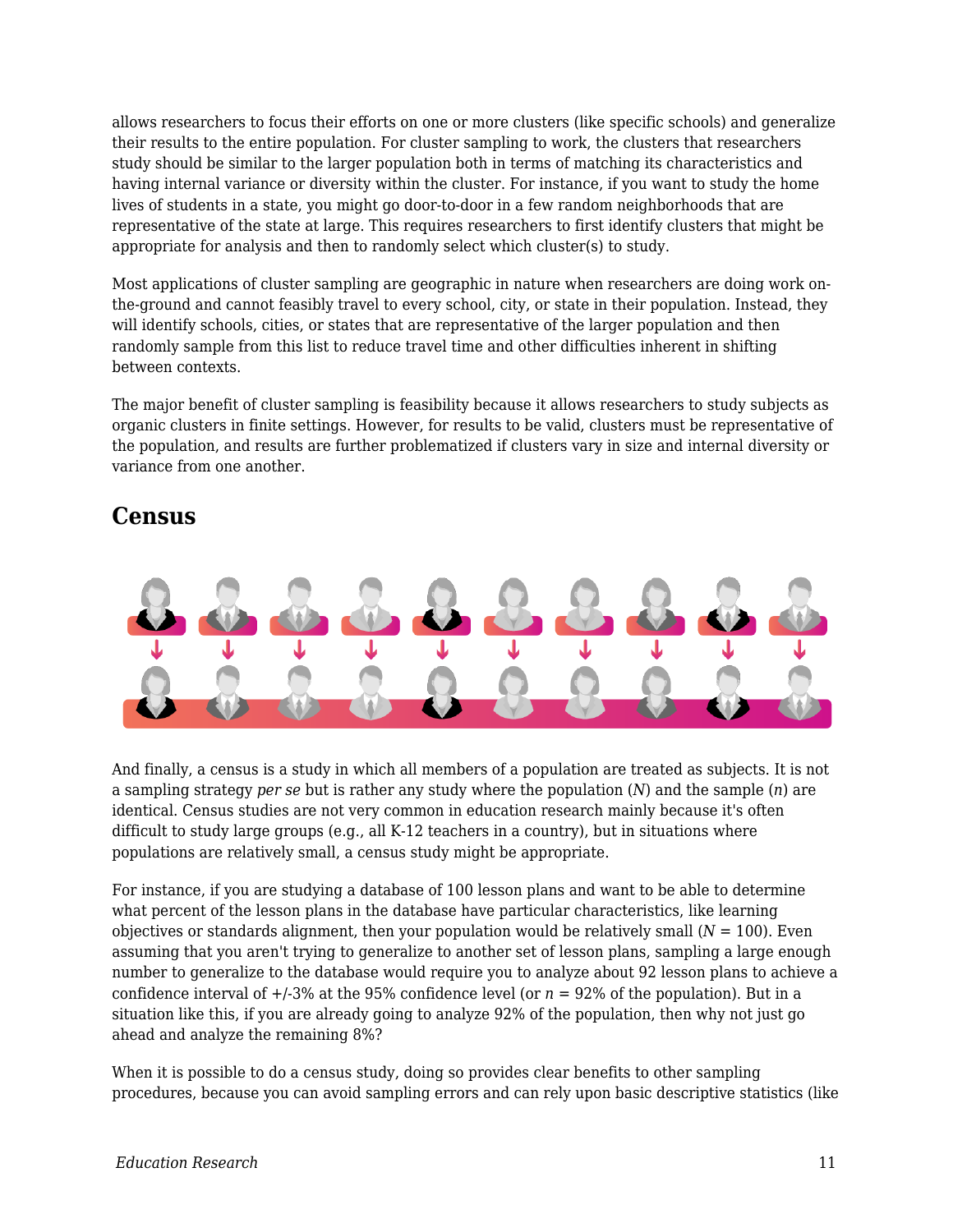allows researchers to focus their efforts on one or more clusters (like specific schools) and generalize their results to the entire population. For cluster sampling to work, the clusters that researchers study should be similar to the larger population both in terms of matching its characteristics and having internal variance or diversity within the cluster. For instance, if you want to study the home lives of students in a state, you might go door-to-door in a few random neighborhoods that are representative of the state at large. This requires researchers to first identify clusters that might be appropriate for analysis and then to randomly select which cluster(s) to study.

Most applications of cluster sampling are geographic in nature when researchers are doing work on-the-ground and cannot feasibly travel to every school, city, or state in their population. Instead, they will identify schools, cities, or states that are representative of the larger population and then randomly sample from this list to reduce travel time and other difficulties inherent in shifting between contexts.

The major benefit of cluster sampling is feasibility because it allows researchers to study subjects as organic clusters in finite settings. However, for results to be valid, clusters must be representative of the population, and results are further problematized if clusters vary in size and internal diversity or variance from one another.

## Census

And finally, a census is a study in which all members of a population are treated as subjects. It is not a sampling strategy *per se* but is rather any study where the population ($N$) and the sample ($n$) are identical. Census studies are not very common in education research mainly because it's often difficult to study large groups (e.g., all K-12 teachers in a country), but in situations where populations are relatively small, a census study might be appropriate.

For instance, if you are studying a database of 100 lesson plans and want to be able to determine what percent of the lesson plans in the database have particular characteristics, like learning objectives or standards alignment, then your population would be relatively small ($N$ = 100). Even assuming that you aren't trying to generalize to another set of lesson plans, sampling a large enough number to generalize to the database would require you to analyze about 92 lesson plans to achieve a confidence interval of +/-3% at the 95% confidence level (or $n$ = 92% of the population). But in a situation like this, if you are already going to analyze 92% of the population, then why not just go ahead and analyze the remaining 8%?

When it is possible to do a census study, doing so provides clear benefits to other sampling procedures, because you can avoid sampling errors and can rely upon basic descriptive statistics (like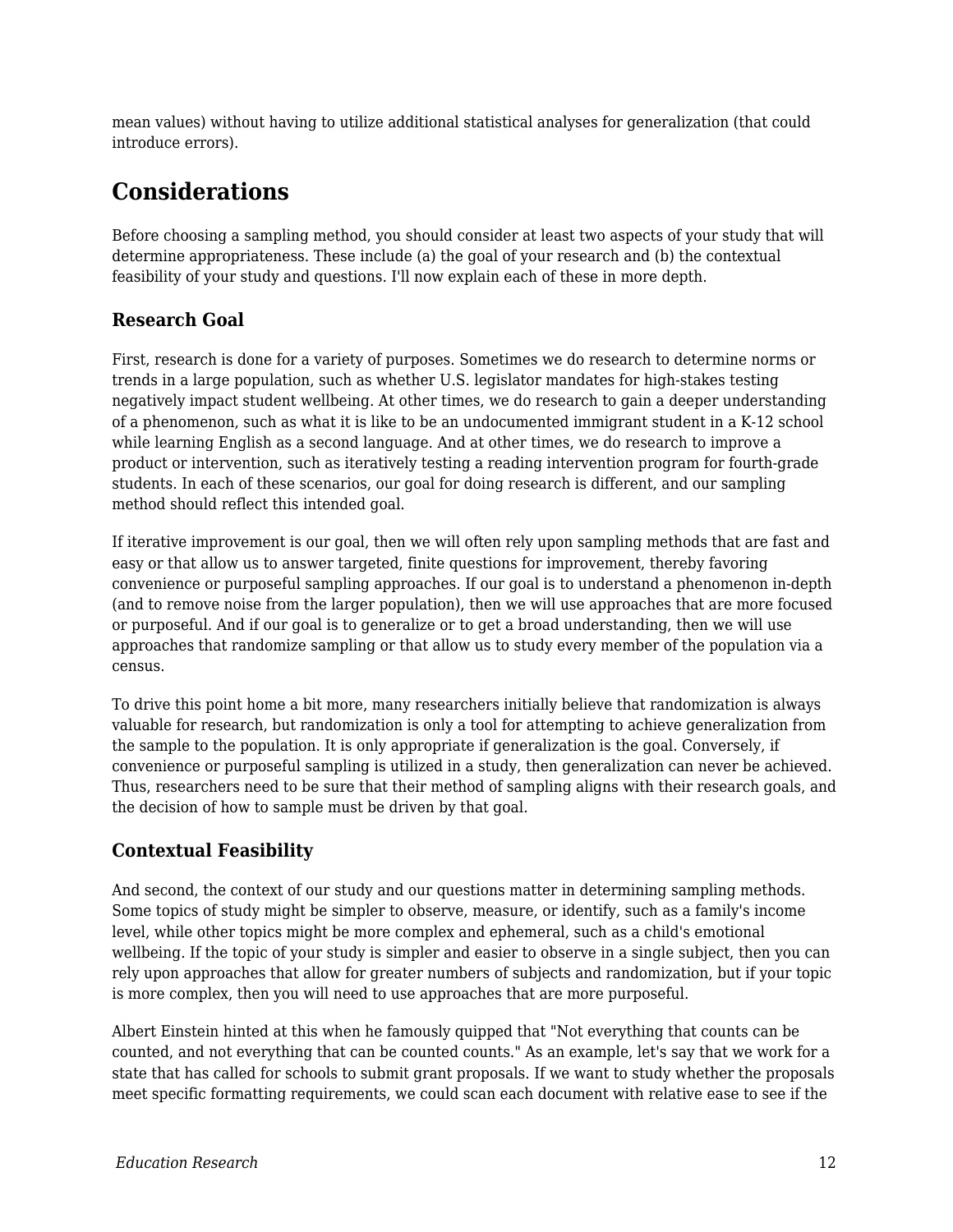mean values) without having to utilize additional statistical analyses for generalization (that could introduce errors).

## Considerations

Before choosing a sampling method, you should consider at least two aspects of your study that will determine appropriateness. These include (a) the goal of your research and (b) the contextual feasibility of your study and questions. I'll now explain each of these in more depth.

### Research Goal

First, research is done for a variety of purposes. Sometimes we do research to determine norms or trends in a large population, such as whether U.S. legislator mandates for high-stakes testing negatively impact student wellbeing. At other times, we do research to gain a deeper understanding of a phenomenon, such as what it is like to be an undocumented immigrant student in a K-12 school while learning English as a second language. And at other times, we do research to improve a product or intervention, such as iteratively testing a reading intervention program for fourth-grade students. In each of these scenarios, our goal for doing research is different, and our sampling method should reflect this intended goal.

If iterative improvement is our goal, then we will often rely upon sampling methods that are fast and easy or that allow us to answer targeted, finite questions for improvement, thereby favoring convenience or purposeful sampling approaches. If our goal is to understand a phenomenon in-depth (and to remove noise from the larger population), then we will use approaches that are more focused or purposeful. And if our goal is to generalize or to get a broad understanding, then we will use approaches that randomize sampling or that allow us to study every member of the population via a census.

To drive this point home a bit more, many researchers initially believe that randomization is always valuable for research, but randomization is only a tool for attempting to achieve generalization from the sample to the population. It is only appropriate if generalization is the goal. Conversely, if convenience or purposeful sampling is utilized in a study, then generalization can never be achieved. Thus, researchers need to be sure that their method of sampling aligns with their research goals, and the decision of how to sample must be driven by that goal.

### Contextual Feasibility

And second, the context of our study and our questions matter in determining sampling methods. Some topics of study might be simpler to observe, measure, or identify, such as a family's income level, while other topics might be more complex and ephemeral, such as a child's emotional wellbeing. If the topic of your study is simpler and easier to observe in a single subject, then you can rely upon approaches that allow for greater numbers of subjects and randomization, but if your topic is more complex, then you will need to use approaches that are more purposeful.

Albert Einstein hinted at this when he famously quipped that "Not everything that counts can be counted, and not everything that can be counted counts." As an example, let's say that we work for a state that has called for schools to submit grant proposals. If we want to study whether the proposals meet specific formatting requirements, we could scan each document with relative ease to see if the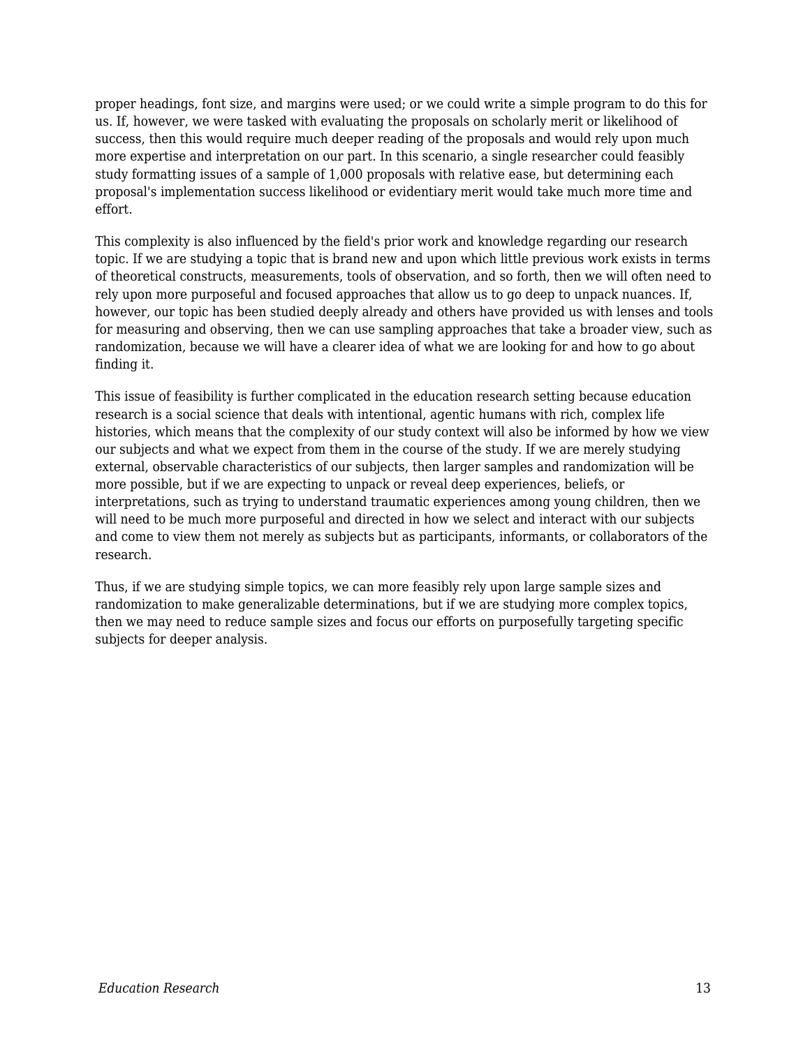proper headings, font size, and margins were used; or we could write a simple program to do this for us. If, however, we were tasked with evaluating the proposals on scholarly merit or likelihood of success, then this would require much deeper reading of the proposals and would rely upon much more expertise and interpretation on our part. In this scenario, a single researcher could feasibly study formatting issues of a sample of 1,000 proposals with relative ease, but determining each proposal's implementation success likelihood or evidentiary merit would take much more time and effort.

This complexity is also influenced by the field's prior work and knowledge regarding our research topic. If we are studying a topic that is brand new and upon which little previous work exists in terms of theoretical constructs, measurements, tools of observation, and so forth, then we will often need to rely upon more purposeful and focused approaches that allow us to go deep to unpack nuances. If, however, our topic has been studied deeply already and others have provided us with lenses and tools for measuring and observing, then we can use sampling approaches that take a broader view, such as randomization, because we will have a clearer idea of what we are looking for and how to go about finding it.

This issue of feasibility is further complicated in the education research setting because education research is a social science that deals with intentional, agentic humans with rich, complex life histories, which means that the complexity of our study context will also be informed by how we view our subjects and what we expect from them in the course of the study. If we are merely studying external, observable characteristics of our subjects, then larger samples and randomization will be more possible, but if we are expecting to unpack or reveal deep experiences, beliefs, or interpretations, such as trying to understand traumatic experiences among young children, then we will need to be much more purposeful and directed in how we select and interact with our subjects and come to view them not merely as subjects but as participants, informants, or collaborators of the research.

Thus, if we are studying simple topics, we can more feasibly rely upon large sample sizes and randomization to make generalizable determinations, but if we are studying more complex topics, then we may need to reduce sample sizes and focus our efforts on purposefully targeting specific subjects for deeper analysis.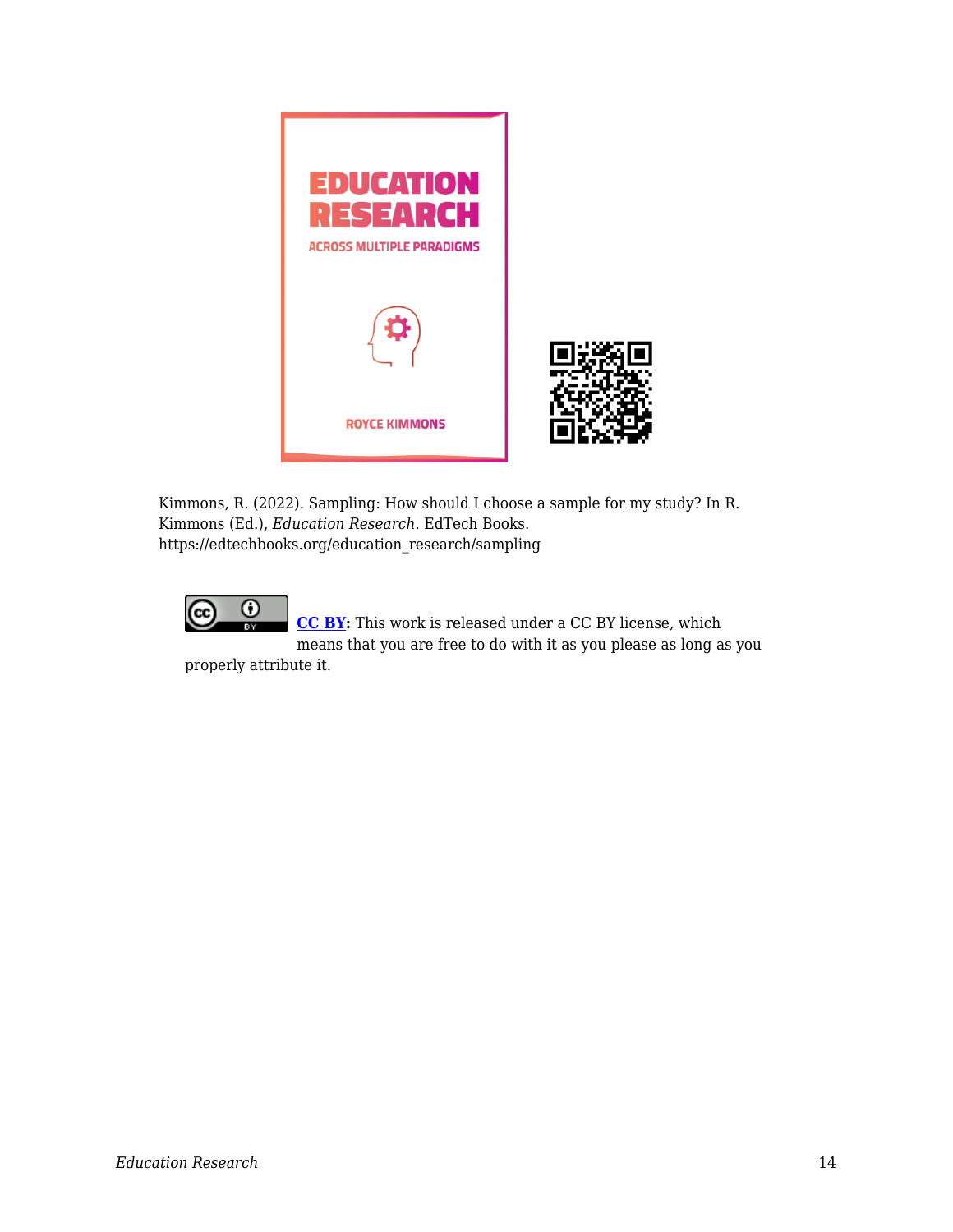Kimmons, R. (2022). Sampling: How should I choose a sample for my study? In R. Kimmons (Ed.), *Education Research*. EdTech Books. https://edtechbooks.org/education_research/sampling

**[CC BY](https://creativecommons.org/licenses/by/4.0):** This work is released under a CC BY license, which means that you are free to do with it as you please as long as you properly attribute it.